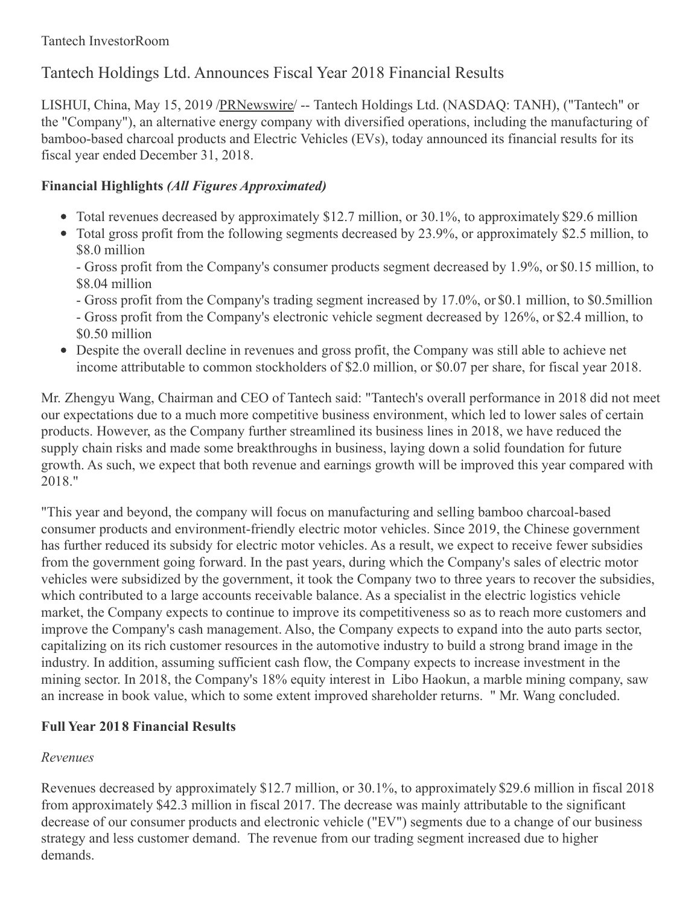Tantech InvestorRoom

# Tantech Holdings Ltd. Announces Fiscal Year 2018 Financial Results

LISHUI, China, May 15, 2019 /PRNewswire/ -- Tantech Holdings Ltd. (NASDAQ: TANH), ("Tantech" or the "Company"), an alternative energy company with diversified operations, including the manufacturing of bamboo-based charcoal products and Electric Vehicles (EVs), today announced its financial results for its fiscal year ended December 31, 2018.

**Financial Highlights** ***(All Figures Approximated)***

- Total revenues decreased by approximately $12.7 million, or 30.1%, to approximately $29.6 million
- Total gross profit from the following segments decreased by 23.9%, or approximately $2.5 million, to $8.0 million
  - Gross profit from the Company's consumer products segment decreased by 1.9%, or $0.15 million, to $8.04 million
  - Gross profit from the Company's trading segment increased by 17.0%, or $0.1 million, to $0.5million
  - Gross profit from the Company's electronic vehicle segment decreased by 126%, or $2.4 million, to $0.50 million
- Despite the overall decline in revenues and gross profit, the Company was still able to achieve net income attributable to common stockholders of $2.0 million, or $0.07 per share, for fiscal year 2018.

Mr. Zhengyu Wang, Chairman and CEO of Tantech said: "Tantech's overall performance in 2018 did not meet our expectations due to a much more competitive business environment, which led to lower sales of certain products. However, as the Company further streamlined its business lines in 2018, we have reduced the supply chain risks and made some breakthroughs in business, laying down a solid foundation for future growth. As such, we expect that both revenue and earnings growth will be improved this year compared with 2018."

"This year and beyond, the company will focus on manufacturing and selling bamboo charcoal-based consumer products and environment-friendly electric motor vehicles. Since 2019, the Chinese government has further reduced its subsidy for electric motor vehicles. As a result, we expect to receive fewer subsidies from the government going forward. In the past years, during which the Company's sales of electric motor vehicles were subsidized by the government, it took the Company two to three years to recover the subsidies, which contributed to a large accounts receivable balance. As a specialist in the electric logistics vehicle market, the Company expects to continue to improve its competitiveness so as to reach more customers and improve the Company's cash management. Also, the Company expects to expand into the auto parts sector, capitalizing on its rich customer resources in the automotive industry to build a strong brand image in the industry. In addition, assuming sufficient cash flow, the Company expects to increase investment in the mining sector. In 2018, the Company's 18% equity interest in Libo Haokun, a marble mining company, saw an increase in book value, which to some extent improved shareholder returns. " Mr. Wang concluded.

## Full Year 2018 Financial Results

*Revenues*

Revenues decreased by approximately $12.7 million, or 30.1%, to approximately $29.6 million in fiscal 2018 from approximately $42.3 million in fiscal 2017. The decrease was mainly attributable to the significant decrease of our consumer products and electronic vehicle ("EV") segments due to a change of our business strategy and less customer demand. The revenue from our trading segment increased due to higher demands.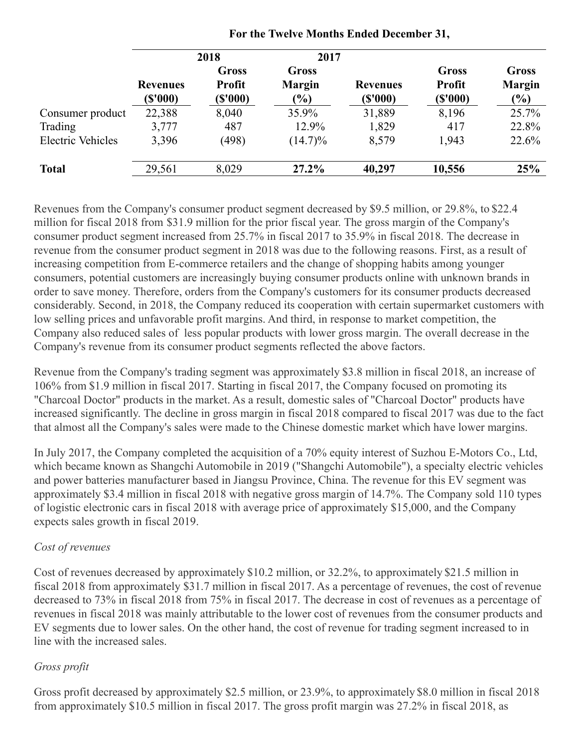| | For the Twelve Months Ended December 31, | | | | | |
|---|---|---|---|---|---|---|
| | 2018 | | | 2017 | | |
| | **Revenues ($'000)** | **Gross Profit ($'000)** | **Gross Margin (%)** | **Revenues ($'000)** | **Gross Profit ($'000)** | **Gross Margin (%)** |
| Consumer product | 22,388 | 8,040 | 35.9% | 31,889 | 8,196 | 25.7% |
| Trading | 3,777 | 487 | 12.9% | 1,829 | 417 | 22.8% |
| Electric Vehicles | 3,396 | (498) | (14.7)% | 8,579 | 1,943 | 22.6% |
| **Total** | 29,561 | 8,029 | **27.2%** | **40,297** | **10,556** | **25%** |

Revenues from the Company's consumer product segment decreased by $9.5 million, or 29.8%, to $22.4 million for fiscal 2018 from $31.9 million for the prior fiscal year. The gross margin of the Company's consumer product segment increased from 25.7% in fiscal 2017 to 35.9% in fiscal 2018. The decrease in revenue from the consumer product segment in 2018 was due to the following reasons. First, as a result of increasing competition from E-commerce retailers and the change of shopping habits among younger consumers, potential customers are increasingly buying consumer products online with unknown brands in order to save money. Therefore, orders from the Company's customers for its consumer products decreased considerably. Second, in 2018, the Company reduced its cooperation with certain supermarket customers with low selling prices and unfavorable profit margins. And third, in response to market competition, the Company also reduced sales of less popular products with lower gross margin. The overall decrease in the Company's revenue from its consumer product segments reflected the above factors.

Revenue from the Company's trading segment was approximately $3.8 million in fiscal 2018, an increase of 106% from $1.9 million in fiscal 2017. Starting in fiscal 2017, the Company focused on promoting its "Charcoal Doctor" products in the market. As a result, domestic sales of "Charcoal Doctor" products have increased significantly. The decline in gross margin in fiscal 2018 compared to fiscal 2017 was due to the fact that almost all the Company's sales were made to the Chinese domestic market which have lower margins.

In July 2017, the Company completed the acquisition of a 70% equity interest of Suzhou E-Motors Co., Ltd, which became known as Shangchi Automobile in 2019 ("Shangchi Automobile"), a specialty electric vehicles and power batteries manufacturer based in Jiangsu Province, China. The revenue for this EV segment was approximately $3.4 million in fiscal 2018 with negative gross margin of 14.7%. The Company sold 110 types of logistic electronic cars in fiscal 2018 with average price of approximately $15,000, and the Company expects sales growth in fiscal 2019.

*Cost of revenues*

Cost of revenues decreased by approximately $10.2 million, or 32.2%, to approximately $21.5 million in fiscal 2018 from approximately $31.7 million in fiscal 2017. As a percentage of revenues, the cost of revenue decreased to 73% in fiscal 2018 from 75% in fiscal 2017. The decrease in cost of revenues as a percentage of revenues in fiscal 2018 was mainly attributable to the lower cost of revenues from the consumer products and EV segments due to lower sales. On the other hand, the cost of revenue for trading segment increased to in line with the increased sales.

*Gross profit*

Gross profit decreased by approximately $2.5 million, or 23.9%, to approximately $8.0 million in fiscal 2018 from approximately $10.5 million in fiscal 2017. The gross profit margin was 27.2% in fiscal 2018, as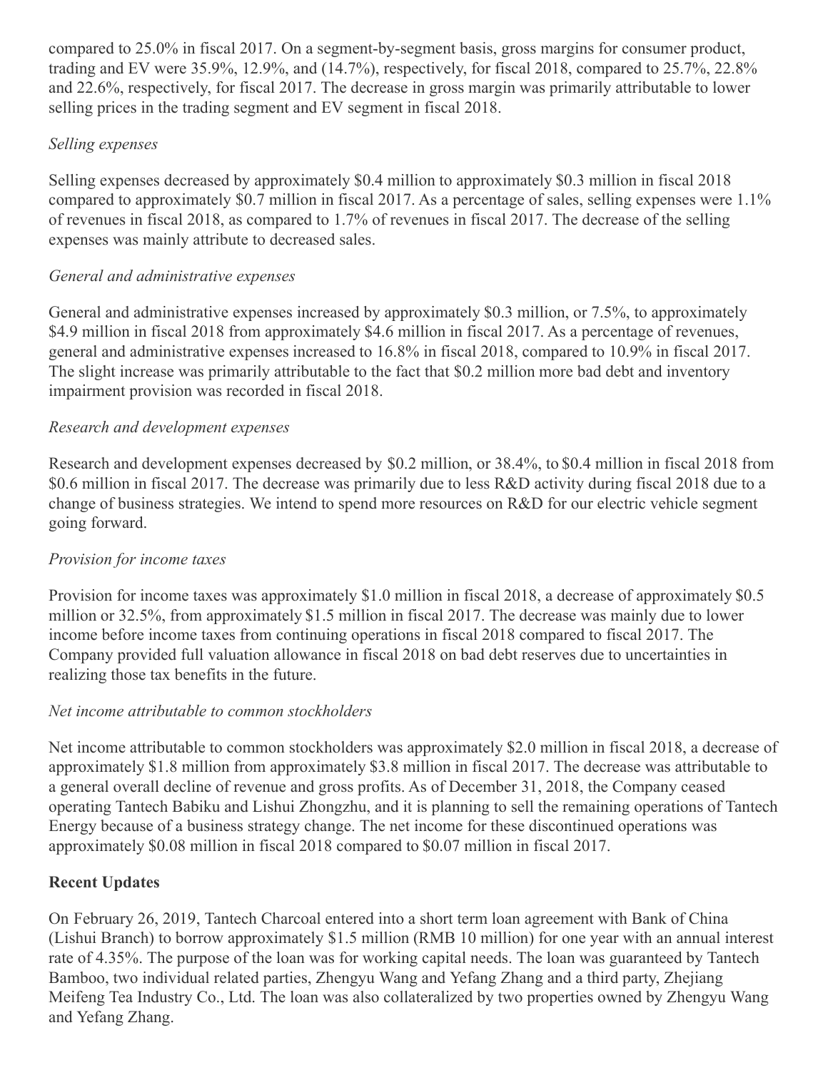compared to 25.0% in fiscal 2017. On a segment-by-segment basis, gross margins for consumer product, trading and EV were 35.9%, 12.9%, and (14.7%), respectively, for fiscal 2018, compared to 25.7%, 22.8% and 22.6%, respectively, for fiscal 2017. The decrease in gross margin was primarily attributable to lower selling prices in the trading segment and EV segment in fiscal 2018.

*Selling expenses*

Selling expenses decreased by approximately $0.4 million to approximately $0.3 million in fiscal 2018 compared to approximately $0.7 million in fiscal 2017. As a percentage of sales, selling expenses were 1.1% of revenues in fiscal 2018, as compared to 1.7% of revenues in fiscal 2017. The decrease of the selling expenses was mainly attribute to decreased sales.

*General and administrative expenses*

General and administrative expenses increased by approximately $0.3 million, or 7.5%, to approximately $4.9 million in fiscal 2018 from approximately $4.6 million in fiscal 2017. As a percentage of revenues, general and administrative expenses increased to 16.8% in fiscal 2018, compared to 10.9% in fiscal 2017. The slight increase was primarily attributable to the fact that $0.2 million more bad debt and inventory impairment provision was recorded in fiscal 2018.

*Research and development expenses*

Research and development expenses decreased by $0.2 million, or 38.4%, to $0.4 million in fiscal 2018 from $0.6 million in fiscal 2017. The decrease was primarily due to less R&D activity during fiscal 2018 due to a change of business strategies. We intend to spend more resources on R&D for our electric vehicle segment going forward.

*Provision for income taxes*

Provision for income taxes was approximately $1.0 million in fiscal 2018, a decrease of approximately $0.5 million or 32.5%, from approximately $1.5 million in fiscal 2017. The decrease was mainly due to lower income before income taxes from continuing operations in fiscal 2018 compared to fiscal 2017. The Company provided full valuation allowance in fiscal 2018 on bad debt reserves due to uncertainties in realizing those tax benefits in the future.

*Net income attributable to common stockholders*

Net income attributable to common stockholders was approximately $2.0 million in fiscal 2018, a decrease of approximately $1.8 million from approximately $3.8 million in fiscal 2017. The decrease was attributable to a general overall decline of revenue and gross profits. As of December 31, 2018, the Company ceased operating Tantech Babiku and Lishui Zhongzhu, and it is planning to sell the remaining operations of Tantech Energy because of a business strategy change. The net income for these discontinued operations was approximately $0.08 million in fiscal 2018 compared to $0.07 million in fiscal 2017.

**Recent Updates**

On February 26, 2019, Tantech Charcoal entered into a short term loan agreement with Bank of China (Lishui Branch) to borrow approximately $1.5 million (RMB 10 million) for one year with an annual interest rate of 4.35%. The purpose of the loan was for working capital needs. The loan was guaranteed by Tantech Bamboo, two individual related parties, Zhengyu Wang and Yefang Zhang and a third party, Zhejiang Meifeng Tea Industry Co., Ltd. The loan was also collateralized by two properties owned by Zhengyu Wang and Yefang Zhang.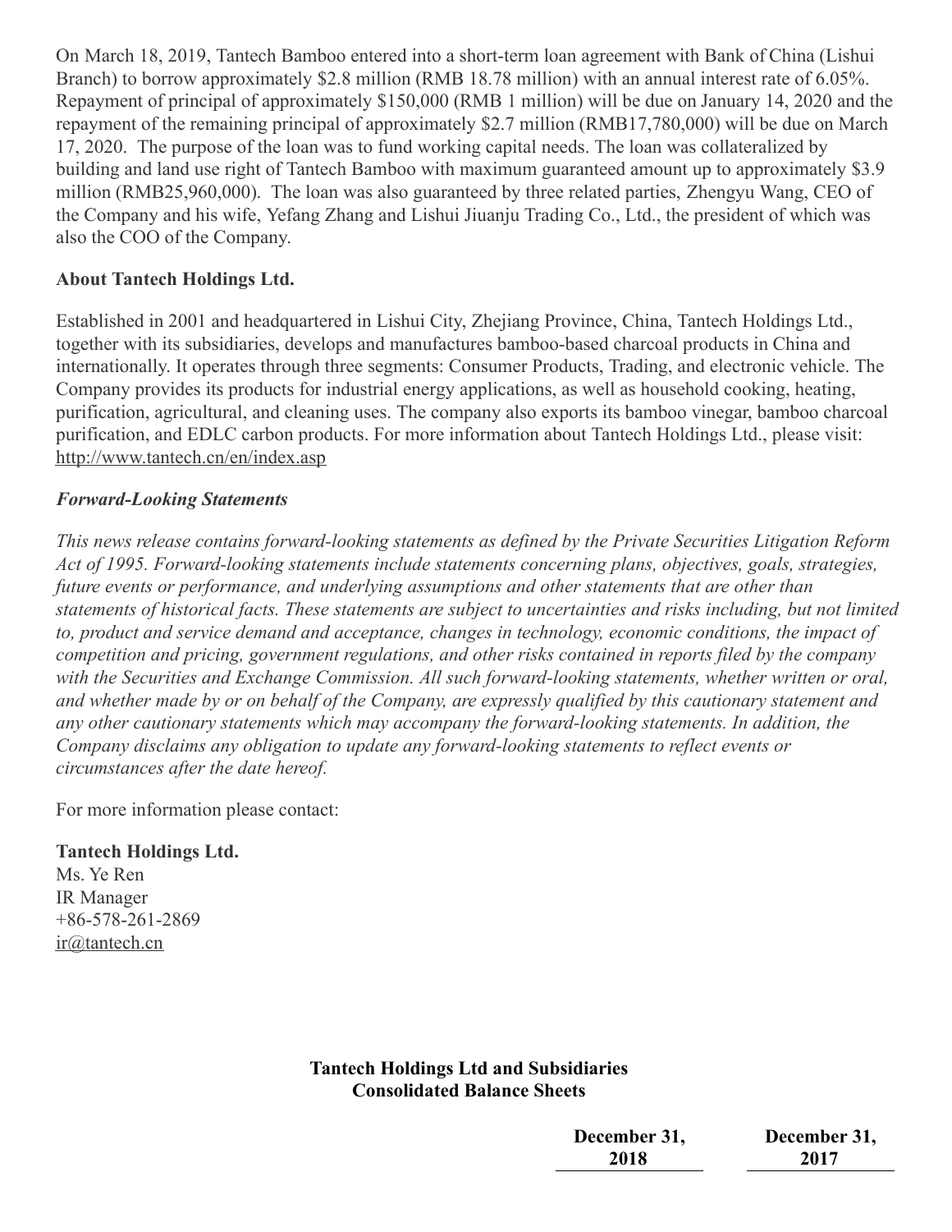On March 18, 2019, Tantech Bamboo entered into a short-term loan agreement with Bank of China (Lishui Branch) to borrow approximately $2.8 million (RMB 18.78 million) with an annual interest rate of 6.05%. Repayment of principal of approximately $150,000 (RMB 1 million) will be due on January 14, 2020 and the repayment of the remaining principal of approximately $2.7 million (RMB17,780,000) will be due on March 17, 2020. The purpose of the loan was to fund working capital needs. The loan was collateralized by building and land use right of Tantech Bamboo with maximum guaranteed amount up to approximately $3.9 million (RMB25,960,000). The loan was also guaranteed by three related parties, Zhengyu Wang, CEO of the Company and his wife, Yefang Zhang and Lishui Jiuanju Trading Co., Ltd., the president of which was also the COO of the Company.

**About Tantech Holdings Ltd.**

Established in 2001 and headquartered in Lishui City, Zhejiang Province, China, Tantech Holdings Ltd., together with its subsidiaries, develops and manufactures bamboo-based charcoal products in China and internationally. It operates through three segments: Consumer Products, Trading, and electronic vehicle. The Company provides its products for industrial energy applications, as well as household cooking, heating, purification, agricultural, and cleaning uses. The company also exports its bamboo vinegar, bamboo charcoal purification, and EDLC carbon products. For more information about Tantech Holdings Ltd., please visit: http://www.tantech.cn/en/index.asp

***Forward-Looking Statements***

*This news release contains forward-looking statements as defined by the Private Securities Litigation Reform Act of 1995. Forward-looking statements include statements concerning plans, objectives, goals, strategies, future events or performance, and underlying assumptions and other statements that are other than statements of historical facts. These statements are subject to uncertainties and risks including, but not limited to, product and service demand and acceptance, changes in technology, economic conditions, the impact of competition and pricing, government regulations, and other risks contained in reports filed by the company with the Securities and Exchange Commission. All such forward-looking statements, whether written or oral, and whether made by or on behalf of the Company, are expressly qualified by this cautionary statement and any other cautionary statements which may accompany the forward-looking statements. In addition, the Company disclaims any obligation to update any forward-looking statements to reflect events or circumstances after the date hereof.*

For more information please contact:

**Tantech Holdings Ltd.**
Ms. Ye Ren
IR Manager
+86-578-261-2869
ir@tantech.cn

**Tantech Holdings Ltd and Subsidiaries**
**Consolidated Balance Sheets**

| | December 31, 2018 | December 31, 2017 |
|---|---|---|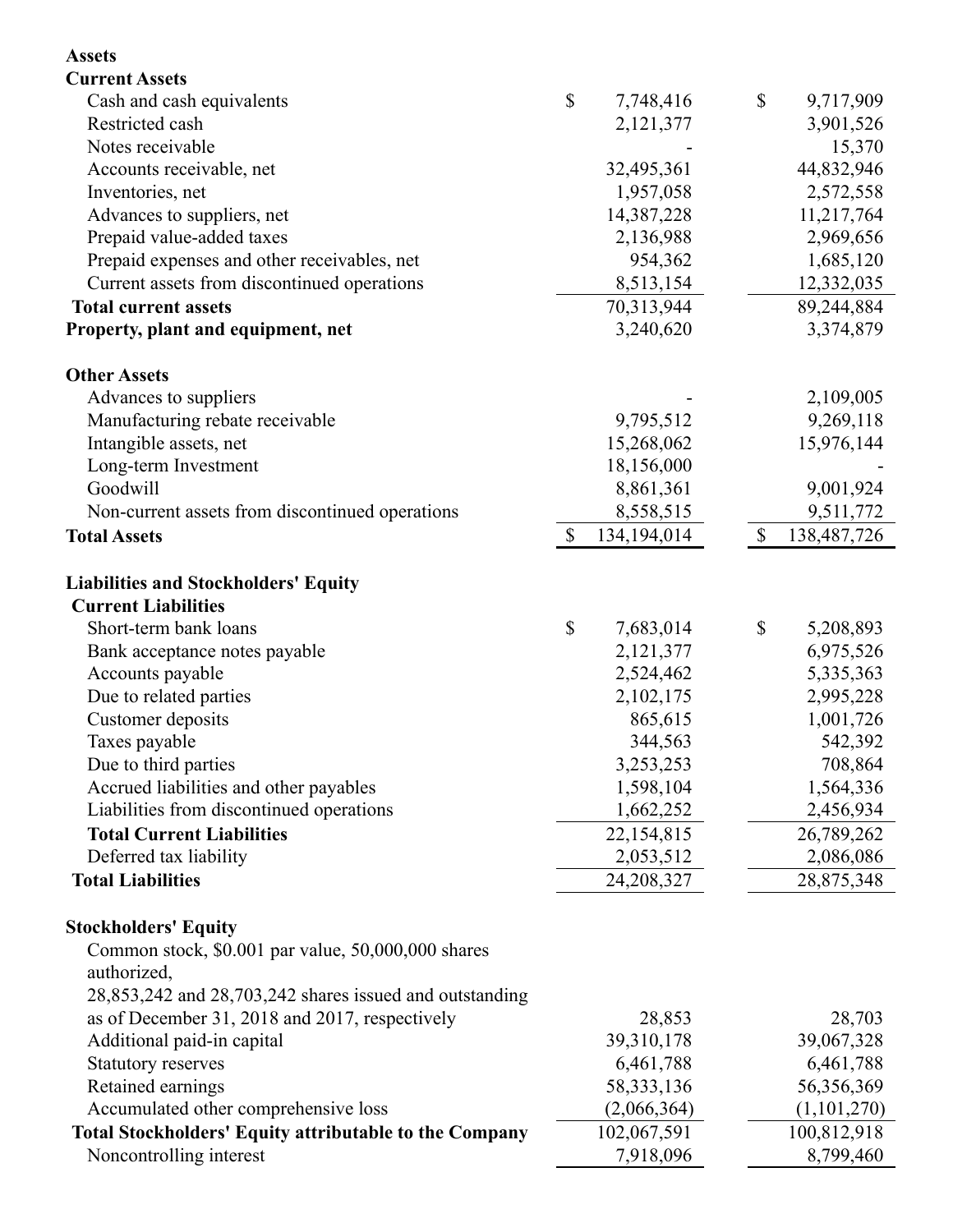| | | |
|---|---|---|
| **Assets** | | |
| **Current Assets** | | |
| Cash and cash equivalents | $ 7,748,416 | $ 9,717,909 |
| Restricted cash | 2,121,377 | 3,901,526 |
| Notes receivable | - | 15,370 |
| Accounts receivable, net | 32,495,361 | 44,832,946 |
| Inventories, net | 1,957,058 | 2,572,558 |
| Advances to suppliers, net | 14,387,228 | 11,217,764 |
| Prepaid value-added taxes | 2,136,988 | 2,969,656 |
| Prepaid expenses and other receivables, net | 954,362 | 1,685,120 |
| Current assets from discontinued operations | 8,513,154 | 12,332,035 |
| **Total current assets** | 70,313,944 | 89,244,884 |
| **Property, plant and equipment, net** | 3,240,620 | 3,374,879 |
| | | |
| **Other Assets** | | |
| Advances to suppliers | - | 2,109,005 |
| Manufacturing rebate receivable | 9,795,512 | 9,269,118 |
| Intangible assets, net | 15,268,062 | 15,976,144 |
| Long-term Investment | 18,156,000 | - |
| Goodwill | 8,861,361 | 9,001,924 |
| Non-current assets from discontinued operations | 8,558,515 | 9,511,772 |
| **Total Assets** | $ 134,194,014 | $ 138,487,726 |
| | | |
| **Liabilities and Stockholders' Equity** | | |
| **Current Liabilities** | | |
| Short-term bank loans | $ 7,683,014 | $ 5,208,893 |
| Bank acceptance notes payable | 2,121,377 | 6,975,526 |
| Accounts payable | 2,524,462 | 5,335,363 |
| Due to related parties | 2,102,175 | 2,995,228 |
| Customer deposits | 865,615 | 1,001,726 |
| Taxes payable | 344,563 | 542,392 |
| Due to third parties | 3,253,253 | 708,864 |
| Accrued liabilities and other payables | 1,598,104 | 1,564,336 |
| Liabilities from discontinued operations | 1,662,252 | 2,456,934 |
| **Total Current Liabilities** | 22,154,815 | 26,789,262 |
| Deferred tax liability | 2,053,512 | 2,086,086 |
| **Total Liabilities** | 24,208,327 | 28,875,348 |
| | | |
| **Stockholders' Equity** | | |
| Common stock, $0.001 par value, 50,000,000 shares authorized, 28,853,242 and 28,703,242 shares issued and outstanding as of December 31, 2018 and 2017, respectively | 28,853 | 28,703 |
| Additional paid-in capital | 39,310,178 | 39,067,328 |
| Statutory reserves | 6,461,788 | 6,461,788 |
| Retained earnings | 58,333,136 | 56,356,369 |
| Accumulated other comprehensive loss | (2,066,364) | (1,101,270) |
| **Total Stockholders' Equity attributable to the Company** | 102,067,591 | 100,812,918 |
| Noncontrolling interest | 7,918,096 | 8,799,460 |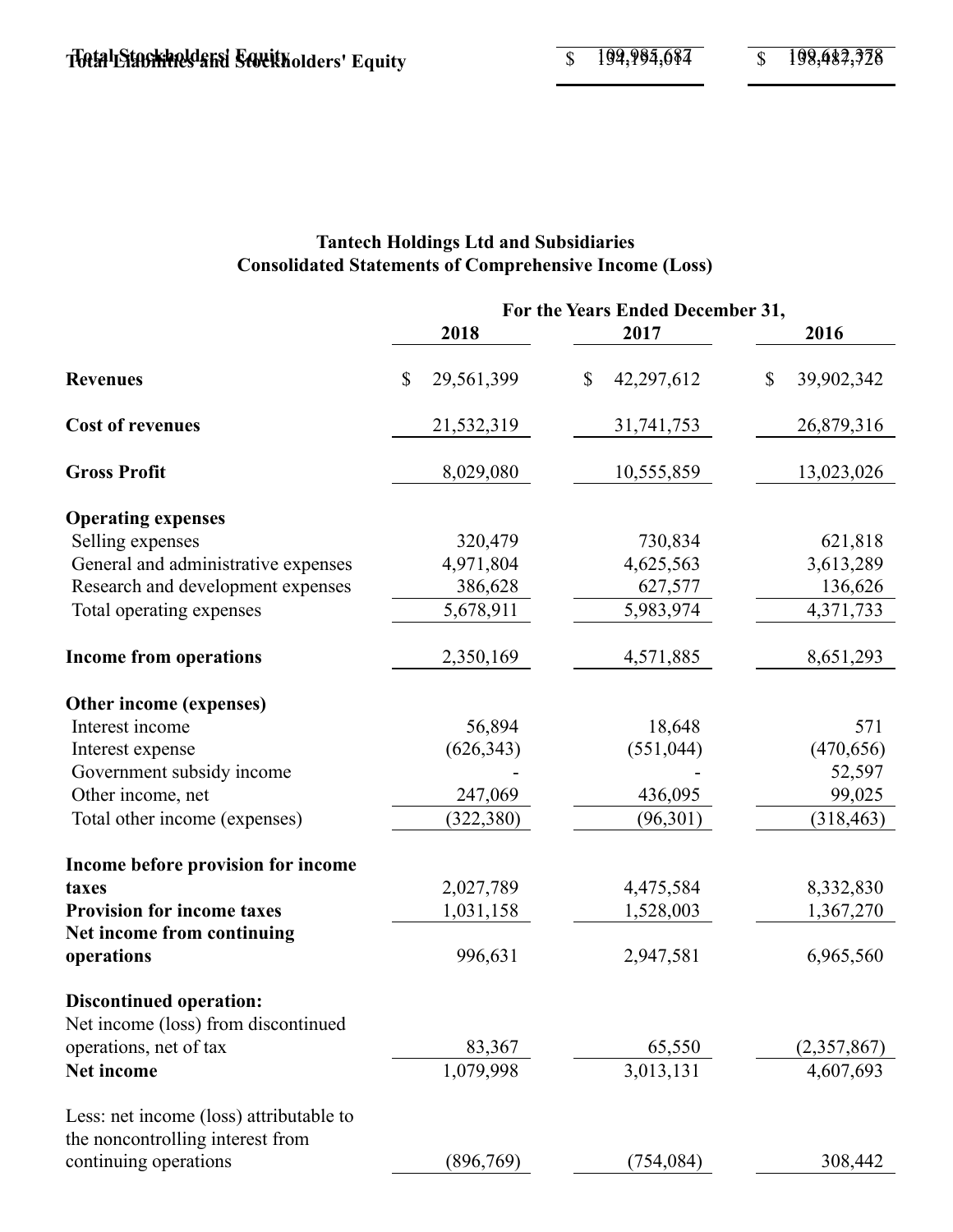| | | |
|---|---|---|
| **Total Stockholders' Equity** | $ 109,985,687 | $ 109,612,378 |
| **Total Liabilities and Stockholders' Equity** | $ 194,194,014 | $ 198,487,726 |

## Tantech Holdings Ltd and Subsidiaries
## Consolidated Statements of Comprehensive Income (Loss)

| | For the Years Ended December 31, | | |
|---|---|---|---|
| | 2018 | 2017 | 2016 |
| **Revenues** | $ 29,561,399 | $ 42,297,612 | $ 39,902,342 |
| **Cost of revenues** | 21,532,319 | 31,741,753 | 26,879,316 |
| **Gross Profit** | 8,029,080 | 10,555,859 | 13,023,026 |
| **Operating expenses** | | | |
| Selling expenses | 320,479 | 730,834 | 621,818 |
| General and administrative expenses | 4,971,804 | 4,625,563 | 3,613,289 |
| Research and development expenses | 386,628 | 627,577 | 136,626 |
| Total operating expenses | 5,678,911 | 5,983,974 | 4,371,733 |
| **Income from operations** | 2,350,169 | 4,571,885 | 8,651,293 |
| **Other income (expenses)** | | | |
| Interest income | 56,894 | 18,648 | 571 |
| Interest expense | (626,343) | (551,044) | (470,656) |
| Government subsidy income | - | - | 52,597 |
| Other income, net | 247,069 | 436,095 | 99,025 |
| Total other income (expenses) | (322,380) | (96,301) | (318,463) |
| **Income before provision for income taxes** | 2,027,789 | 4,475,584 | 8,332,830 |
| **Provision for income taxes** | 1,031,158 | 1,528,003 | 1,367,270 |
| **Net income from continuing operations** | 996,631 | 2,947,581 | 6,965,560 |
| **Discontinued operation:** | | | |
| Net income (loss) from discontinued operations, net of tax | 83,367 | 65,550 | (2,357,867) |
| **Net income** | 1,079,998 | 3,013,131 | 4,607,693 |
| Less: net income (loss) attributable to the noncontrolling interest from continuing operations | (896,769) | (754,084) | 308,442 |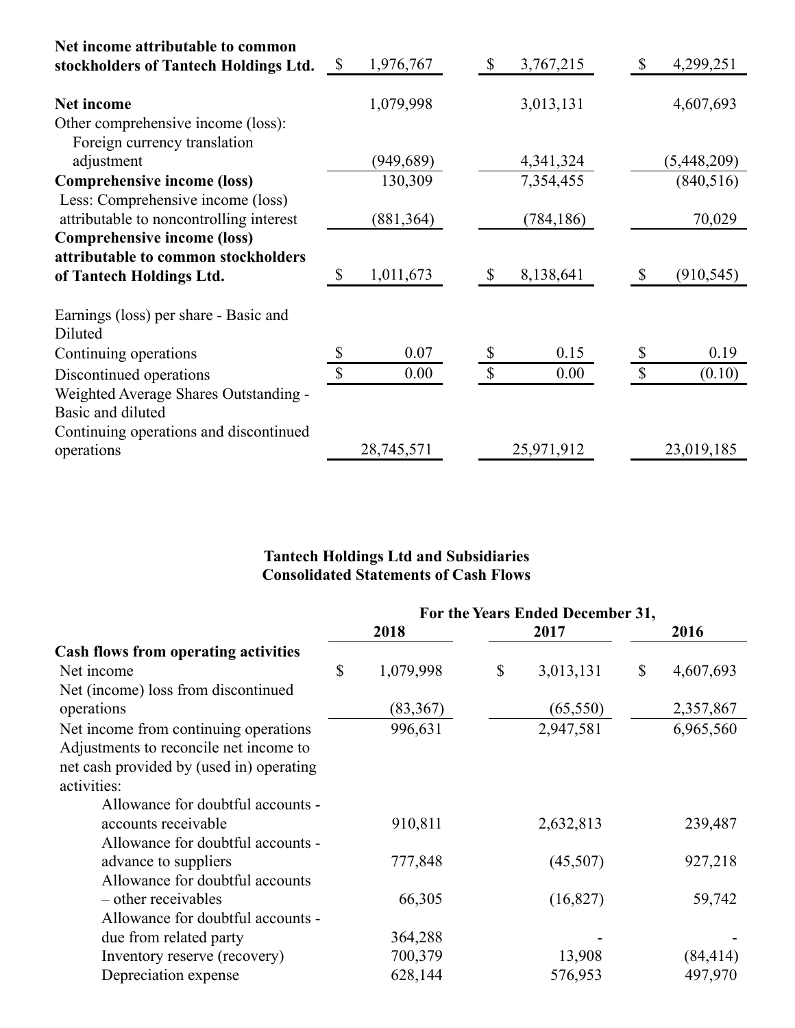| | 2018 | 2017 | 2016 |
|---|---|---|---|
| **Net income attributable to common stockholders of Tantech Holdings Ltd.** | $ 1,976,767 | $ 3,767,215 | $ 4,299,251 |
| **Net income** | 1,079,998 | 3,013,131 | 4,607,693 |
| Other comprehensive income (loss): | | | |
| Foreign currency translation adjustment | (949,689) | 4,341,324 | (5,448,209) |
| **Comprehensive income (loss)** | 130,309 | 7,354,455 | (840,516) |
| Less: Comprehensive income (loss) attributable to noncontrolling interest | (881,364) | (784,186) | 70,029 |
| **Comprehensive income (loss) attributable to common stockholders of Tantech Holdings Ltd.** | $ 1,011,673 | $ 8,138,641 | $ (910,545) |
| Earnings (loss) per share - Basic and Diluted | | | |
| Continuing operations | $ 0.07 | $ 0.15 | $ 0.19 |
| Discontinued operations | $ 0.00 | $ 0.00 | $ (0.10) |
| Weighted Average Shares Outstanding - Basic and diluted | | | |
| Continuing operations and discontinued operations | 28,745,571 | 25,971,912 | 23,019,185 |

**Tantech Holdings Ltd and Subsidiaries**
**Consolidated Statements of Cash Flows**

| | For the Years Ended December 31, | | |
|---|---|---|---|
| | 2018 | 2017 | 2016 |
| **Cash flows from operating activities** | | | |
| Net income | $ 1,079,998 | $ 3,013,131 | $ 4,607,693 |
| Net (income) loss from discontinued operations | (83,367) | (65,550) | 2,357,867 |
| Net income from continuing operations | 996,631 | 2,947,581 | 6,965,560 |
| Adjustments to reconcile net income to net cash provided by (used in) operating activities: | | | |
| Allowance for doubtful accounts - accounts receivable | 910,811 | 2,632,813 | 239,487 |
| Allowance for doubtful accounts - advance to suppliers | 777,848 | (45,507) | 927,218 |
| Allowance for doubtful accounts – other receivables | 66,305 | (16,827) | 59,742 |
| Allowance for doubtful accounts - due from related party | 364,288 | - | - |
| Inventory reserve (recovery) | 700,379 | 13,908 | (84,414) |
| Depreciation expense | 628,144 | 576,953 | 497,970 |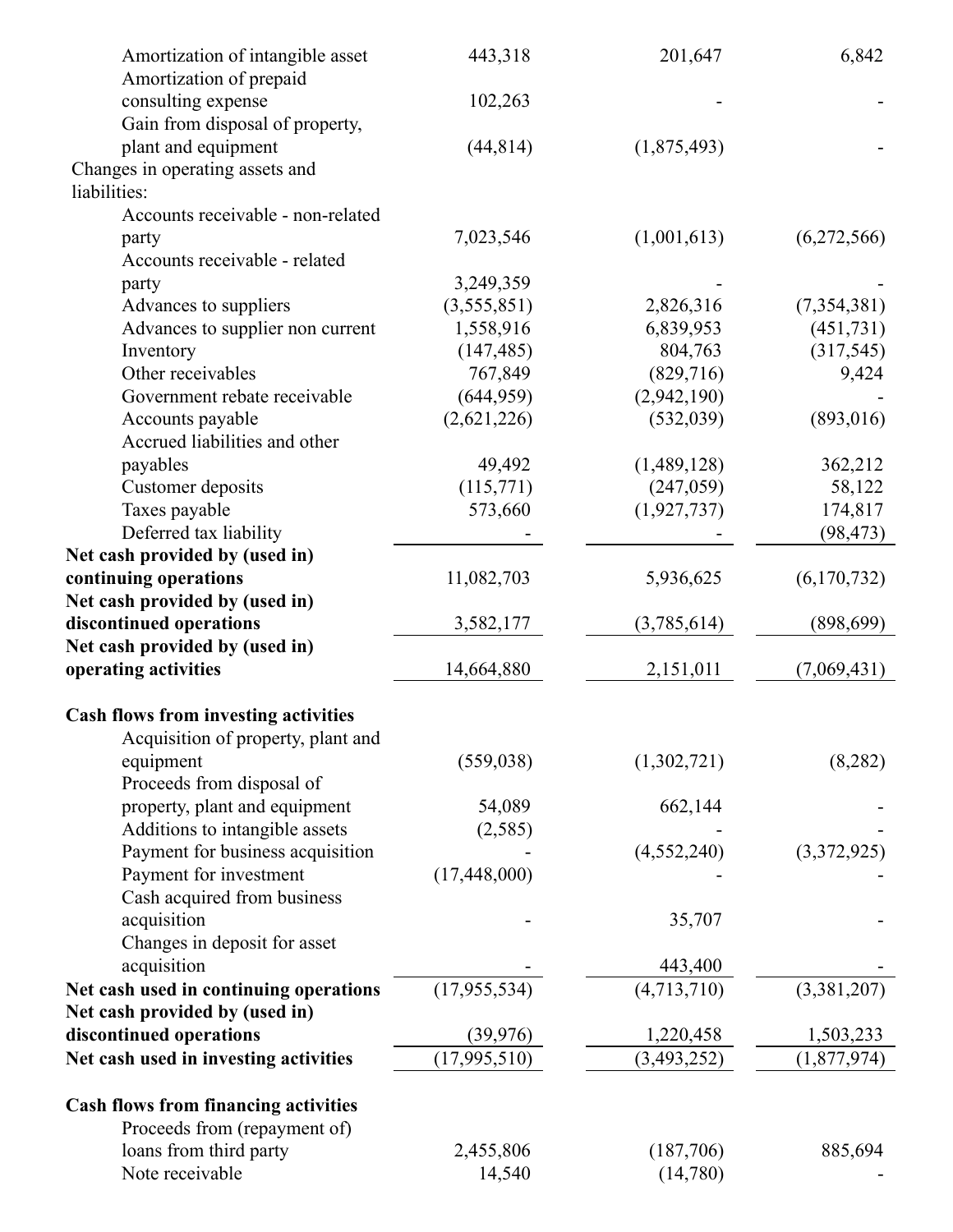| | | | |
|---|---|---|---|
| Amortization of intangible asset | 443,318 | 201,647 | 6,842 |
| Amortization of prepaid consulting expense | 102,263 | - | - |
| Gain from disposal of property, plant and equipment | (44,814) | (1,875,493) | - |
| Changes in operating assets and liabilities: | | | |
| Accounts receivable - non-related party | 7,023,546 | (1,001,613) | (6,272,566) |
| Accounts receivable - related party | 3,249,359 | - | - |
| Advances to suppliers | (3,555,851) | 2,826,316 | (7,354,381) |
| Advances to supplier non current | 1,558,916 | 6,839,953 | (451,731) |
| Inventory | (147,485) | 804,763 | (317,545) |
| Other receivables | 767,849 | (829,716) | 9,424 |
| Government rebate receivable | (644,959) | (2,942,190) | - |
| Accounts payable | (2,621,226) | (532,039) | (893,016) |
| Accrued liabilities and other payables | 49,492 | (1,489,128) | 362,212 |
| Customer deposits | (115,771) | (247,059) | 58,122 |
| Taxes payable | 573,660 | (1,927,737) | 174,817 |
| Deferred tax liability | - | - | (98,473) |
| **Net cash provided by (used in) continuing operations** | 11,082,703 | 5,936,625 | (6,170,732) |
| **Net cash provided by (used in) discontinued operations** | 3,582,177 | (3,785,614) | (898,699) |
| **Net cash provided by (used in) operating activities** | 14,664,880 | 2,151,011 | (7,069,431) |
| | | | |
| **Cash flows from investing activities** | | | |
| Acquisition of property, plant and equipment | (559,038) | (1,302,721) | (8,282) |
| Proceeds from disposal of property, plant and equipment | 54,089 | 662,144 | - |
| Additions to intangible assets | (2,585) | - | - |
| Payment for business acquisition | - | (4,552,240) | (3,372,925) |
| Payment for investment | (17,448,000) | - | - |
| Cash acquired from business acquisition | - | 35,707 | - |
| Changes in deposit for asset acquisition | - | 443,400 | - |
| **Net cash used in continuing operations** | (17,955,534) | (4,713,710) | (3,381,207) |
| **Net cash provided by (used in) discontinued operations** | (39,976) | 1,220,458 | 1,503,233 |
| **Net cash used in investing activities** | (17,995,510) | (3,493,252) | (1,877,974) |
| | | | |
| **Cash flows from financing activities** | | | |
| Proceeds from (repayment of) loans from third party | 2,455,806 | (187,706) | 885,694 |
| Note receivable | 14,540 | (14,780) | - |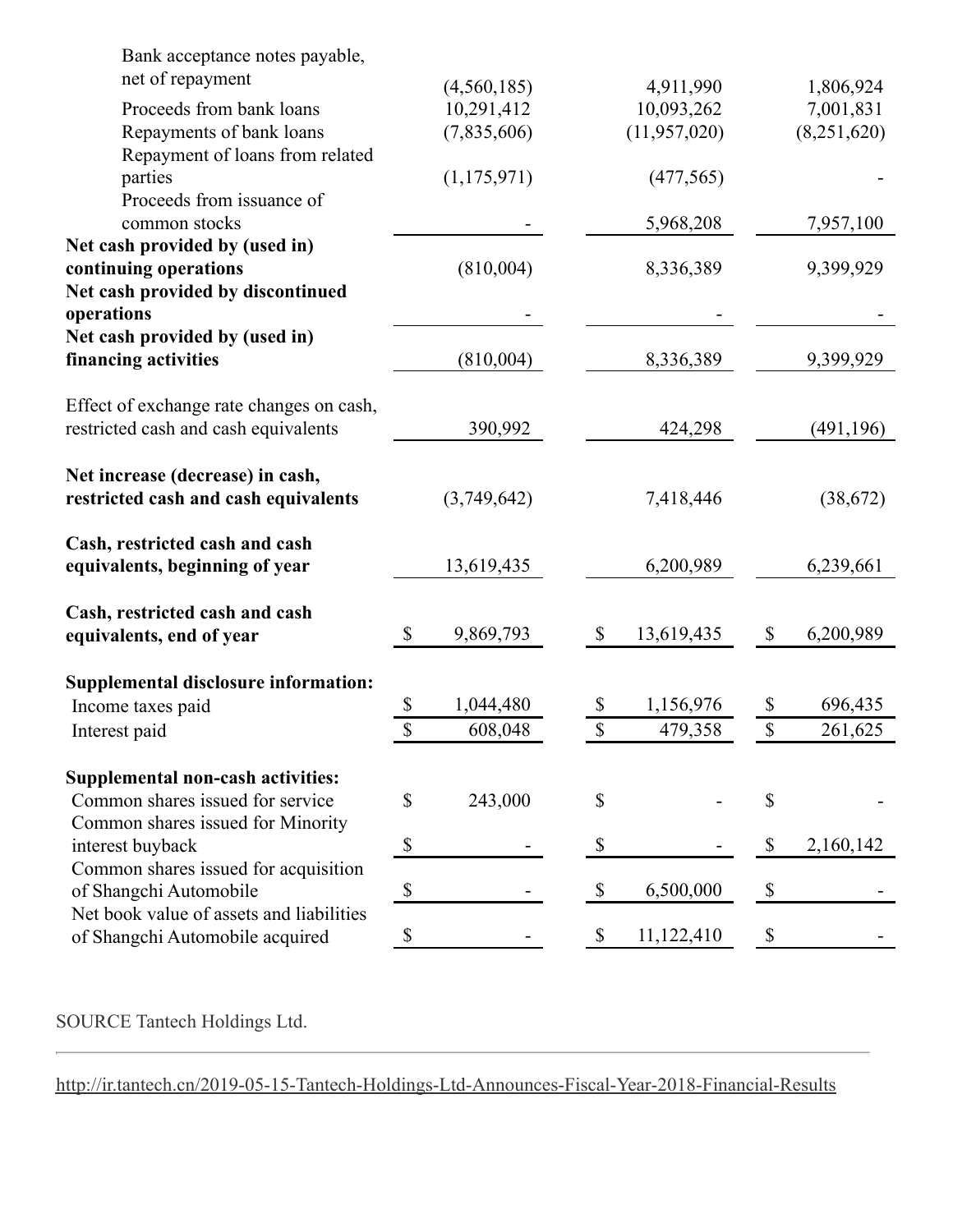| | | | |
|---|---|---|---|
| Bank acceptance notes payable, net of repayment | (4,560,185) | 4,911,990 | 1,806,924 |
| Proceeds from bank loans | 10,291,412 | 10,093,262 | 7,001,831 |
| Repayments of bank loans | (7,835,606) | (11,957,020) | (8,251,620) |
| Repayment of loans from related parties | (1,175,971) | (477,565) | - |
| Proceeds from issuance of common stocks | - | 5,968,208 | 7,957,100 |
| **Net cash provided by (used in) continuing operations** | (810,004) | 8,336,389 | 9,399,929 |
| **Net cash provided by discontinued operations** | - | - | - |
| **Net cash provided by (used in) financing activities** | (810,004) | 8,336,389 | 9,399,929 |
| Effect of exchange rate changes on cash, restricted cash and cash equivalents | 390,992 | 424,298 | (491,196) |
| **Net increase (decrease) in cash, restricted cash and cash equivalents** | (3,749,642) | 7,418,446 | (38,672) |
| **Cash, restricted cash and cash equivalents, beginning of year** | 13,619,435 | 6,200,989 | 6,239,661 |
| **Cash, restricted cash and cash equivalents, end of year** | $ 9,869,793 | $ 13,619,435 | $ 6,200,989 |
| **Supplemental disclosure information:** | | | |
| Income taxes paid | $ 1,044,480 | $ 1,156,976 | $ 696,435 |
| Interest paid | $ 608,048 | $ 479,358 | $ 261,625 |
| **Supplemental non-cash activities:** | | | |
| Common shares issued for service | $ 243,000 | $ - | $ - |
| Common shares issued for Minority interest buyback | $ - | $ - | $ 2,160,142 |
| Common shares issued for acquisition of Shangchi Automobile | $ - | $ 6,500,000 | $ - |
| Net book value of assets and liabilities of Shangchi Automobile acquired | $ - | $ 11,122,410 | $ - |

SOURCE Tantech Holdings Ltd.

http://ir.tantech.cn/2019-05-15-Tantech-Holdings-Ltd-Announces-Fiscal-Year-2018-Financial-Results